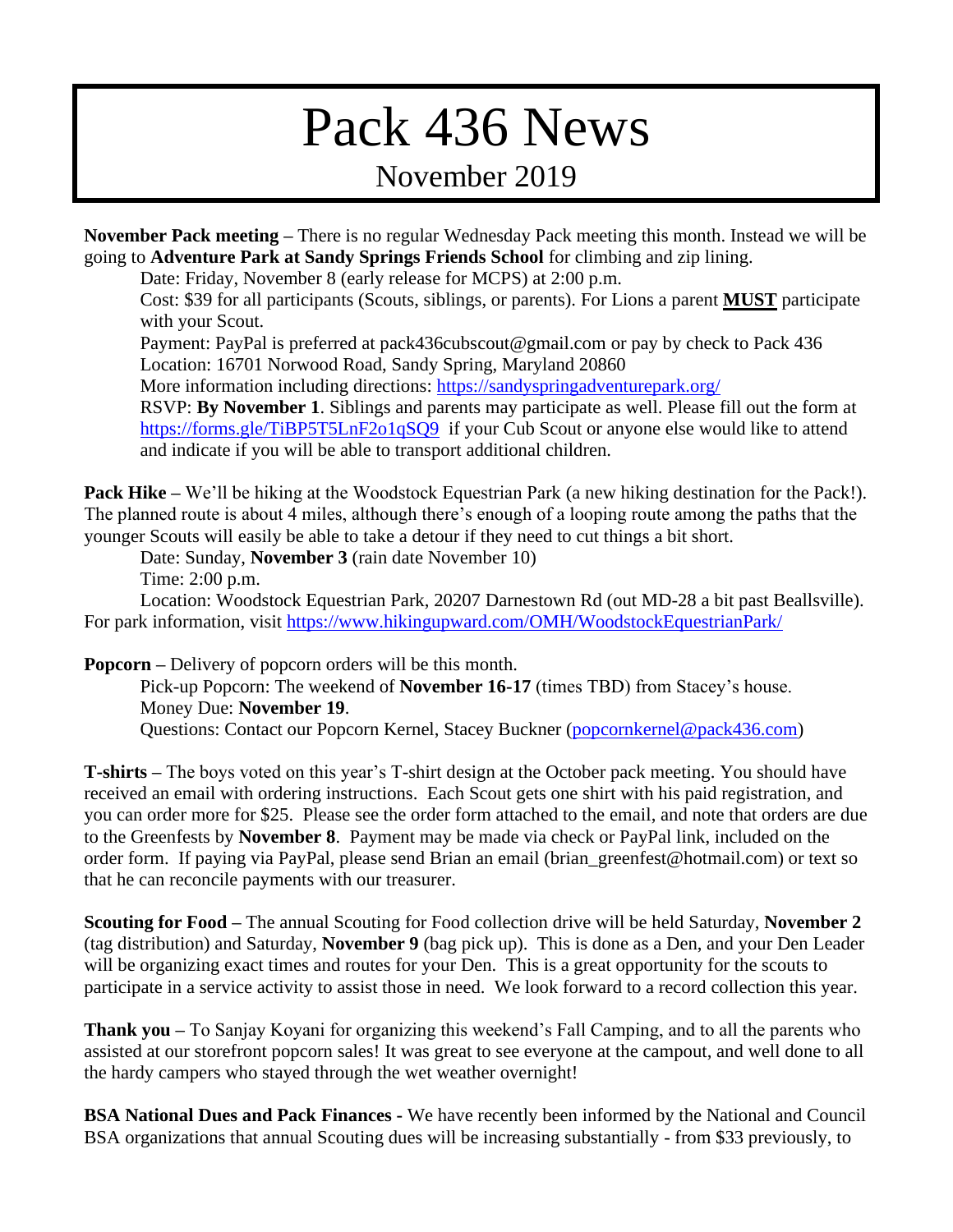# Pack 436 News

## November 2019

**November Pack meeting –** There is no regular Wednesday Pack meeting this month. Instead we will be going to **Adventure Park at Sandy Springs Friends School** for climbing and zip lining.

Date: Friday, November 8 (early release for MCPS) at 2:00 p.m.

Cost: $39 for all participants (Scouts, siblings, or parents). For Lions a parent **MUST** participate with your Scout.

Payment: PayPal is preferred at pack436cubscout@gmail.com or pay by check to Pack 436

Location: 16701 Norwood Road, Sandy Spring, Maryland 20860

More information including directions: https://sandyspringadventurepark.org/

RSVP: **By November 1**. Siblings and parents may participate as well. Please fill out the form at https://forms.gle/TiBP5T5LnF2o1qSQ9 if your Cub Scout or anyone else would like to attend and indicate if you will be able to transport additional children.

**Pack Hike –** We'll be hiking at the Woodstock Equestrian Park (a new hiking destination for the Pack!). The planned route is about 4 miles, although there's enough of a looping route among the paths that the younger Scouts will easily be able to take a detour if they need to cut things a bit short.

Date: Sunday, **November 3** (rain date November 10)

Time: 2:00 p.m.

Location: Woodstock Equestrian Park, 20207 Darnestown Rd (out MD-28 a bit past Beallsville). For park information, visit https://www.hikingupward.com/OMH/WoodstockEquestrianPark/

**Popcorn –** Delivery of popcorn orders will be this month.

Pick-up Popcorn: The weekend of **November 16-17** (times TBD) from Stacey's house.

Money Due: **November 19**.

Questions: Contact our Popcorn Kernel, Stacey Buckner (popcornkernel@pack436.com)

**T-shirts –** The boys voted on this year's T-shirt design at the October pack meeting. You should have received an email with ordering instructions. Each Scout gets one shirt with his paid registration, and you can order more for $25. Please see the order form attached to the email, and note that orders are due to the Greenfests by **November 8**. Payment may be made via check or PayPal link, included on the order form. If paying via PayPal, please send Brian an email (brian_greenfest@hotmail.com) or text so that he can reconcile payments with our treasurer.

**Scouting for Food –** The annual Scouting for Food collection drive will be held Saturday, **November 2** (tag distribution) and Saturday, **November 9** (bag pick up). This is done as a Den, and your Den Leader will be organizing exact times and routes for your Den. This is a great opportunity for the scouts to participate in a service activity to assist those in need. We look forward to a record collection this year.

**Thank you –** To Sanjay Koyani for organizing this weekend's Fall Camping, and to all the parents who assisted at our storefront popcorn sales! It was great to see everyone at the campout, and well done to all the hardy campers who stayed through the wet weather overnight!

**BSA National Dues and Pack Finances -** We have recently been informed by the National and Council BSA organizations that annual Scouting dues will be increasing substantially - from $33 previously, to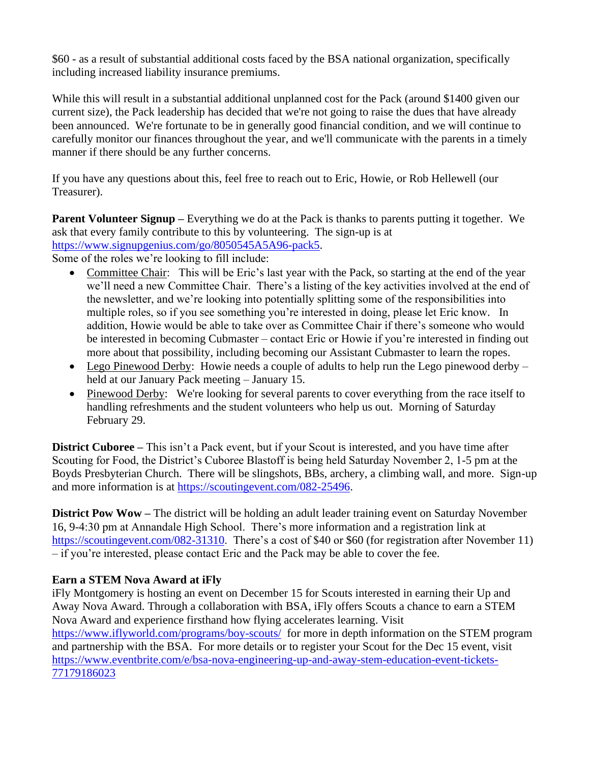$60 - as a result of substantial additional costs faced by the BSA national organization, specifically including increased liability insurance premiums.

While this will result in a substantial additional unplanned cost for the Pack (around $1400 given our current size), the Pack leadership has decided that we're not going to raise the dues that have already been announced. We're fortunate to be in generally good financial condition, and we will continue to carefully monitor our finances throughout the year, and we'll communicate with the parents in a timely manner if there should be any further concerns.

If you have any questions about this, feel free to reach out to Eric, Howie, or Rob Hellewell (our Treasurer).

**Parent Volunteer Signup –** Everything we do at the Pack is thanks to parents putting it together. We ask that every family contribute to this by volunteering. The sign-up is at https://www.signupgenius.com/go/8050545A5A96-pack5.
Some of the roles we're looking to fill include:

- Committee Chair: This will be Eric's last year with the Pack, so starting at the end of the year we'll need a new Committee Chair. There's a listing of the key activities involved at the end of the newsletter, and we're looking into potentially splitting some of the responsibilities into multiple roles, so if you see something you're interested in doing, please let Eric know. In addition, Howie would be able to take over as Committee Chair if there's someone who would be interested in becoming Cubmaster – contact Eric or Howie if you're interested in finding out more about that possibility, including becoming our Assistant Cubmaster to learn the ropes.
- Lego Pinewood Derby: Howie needs a couple of adults to help run the Lego pinewood derby – held at our January Pack meeting – January 15.
- Pinewood Derby: We're looking for several parents to cover everything from the race itself to handling refreshments and the student volunteers who help us out. Morning of Saturday February 29.

**District Cuboree –** This isn't a Pack event, but if your Scout is interested, and you have time after Scouting for Food, the District's Cuboree Blastoff is being held Saturday November 2, 1-5 pm at the Boyds Presbyterian Church. There will be slingshots, BBs, archery, a climbing wall, and more. Sign-up and more information is at https://scoutingevent.com/082-25496.

**District Pow Wow –** The district will be holding an adult leader training event on Saturday November 16, 9-4:30 pm at Annandale High School. There's more information and a registration link at https://scoutingevent.com/082-31310. There's a cost of $40 or $60 (for registration after November 11) – if you're interested, please contact Eric and the Pack may be able to cover the fee.

**Earn a STEM Nova Award at iFly**

iFly Montgomery is hosting an event on December 15 for Scouts interested in earning their Up and Away Nova Award. Through a collaboration with BSA, iFly offers Scouts a chance to earn a STEM Nova Award and experience firsthand how flying accelerates learning. Visit https://www.iflyworld.com/programs/boy-scouts/ for more in depth information on the STEM program and partnership with the BSA. For more details or to register your Scout for the Dec 15 event, visit https://www.eventbrite.com/e/bsa-nova-engineering-up-and-away-stem-education-event-tickets-77179186023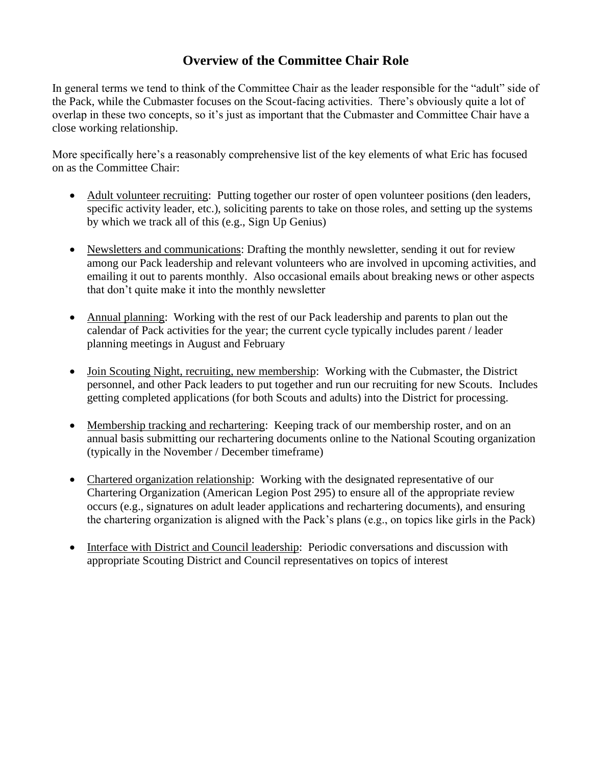# Overview of the Committee Chair Role

In general terms we tend to think of the Committee Chair as the leader responsible for the "adult" side of the Pack, while the Cubmaster focuses on the Scout-facing activities. There's obviously quite a lot of overlap in these two concepts, so it's just as important that the Cubmaster and Committee Chair have a close working relationship.

More specifically here's a reasonably comprehensive list of the key elements of what Eric has focused on as the Committee Chair:

- Adult volunteer recruiting: Putting together our roster of open volunteer positions (den leaders, specific activity leader, etc.), soliciting parents to take on those roles, and setting up the systems by which we track all of this (e.g., Sign Up Genius)
- Newsletters and communications: Drafting the monthly newsletter, sending it out for review among our Pack leadership and relevant volunteers who are involved in upcoming activities, and emailing it out to parents monthly. Also occasional emails about breaking news or other aspects that don't quite make it into the monthly newsletter
- Annual planning: Working with the rest of our Pack leadership and parents to plan out the calendar of Pack activities for the year; the current cycle typically includes parent / leader planning meetings in August and February
- Join Scouting Night, recruiting, new membership: Working with the Cubmaster, the District personnel, and other Pack leaders to put together and run our recruiting for new Scouts. Includes getting completed applications (for both Scouts and adults) into the District for processing.
- Membership tracking and rechartering: Keeping track of our membership roster, and on an annual basis submitting our rechartering documents online to the National Scouting organization (typically in the November / December timeframe)
- Chartered organization relationship: Working with the designated representative of our Chartering Organization (American Legion Post 295) to ensure all of the appropriate review occurs (e.g., signatures on adult leader applications and rechartering documents), and ensuring the chartering organization is aligned with the Pack's plans (e.g., on topics like girls in the Pack)
- Interface with District and Council leadership: Periodic conversations and discussion with appropriate Scouting District and Council representatives on topics of interest